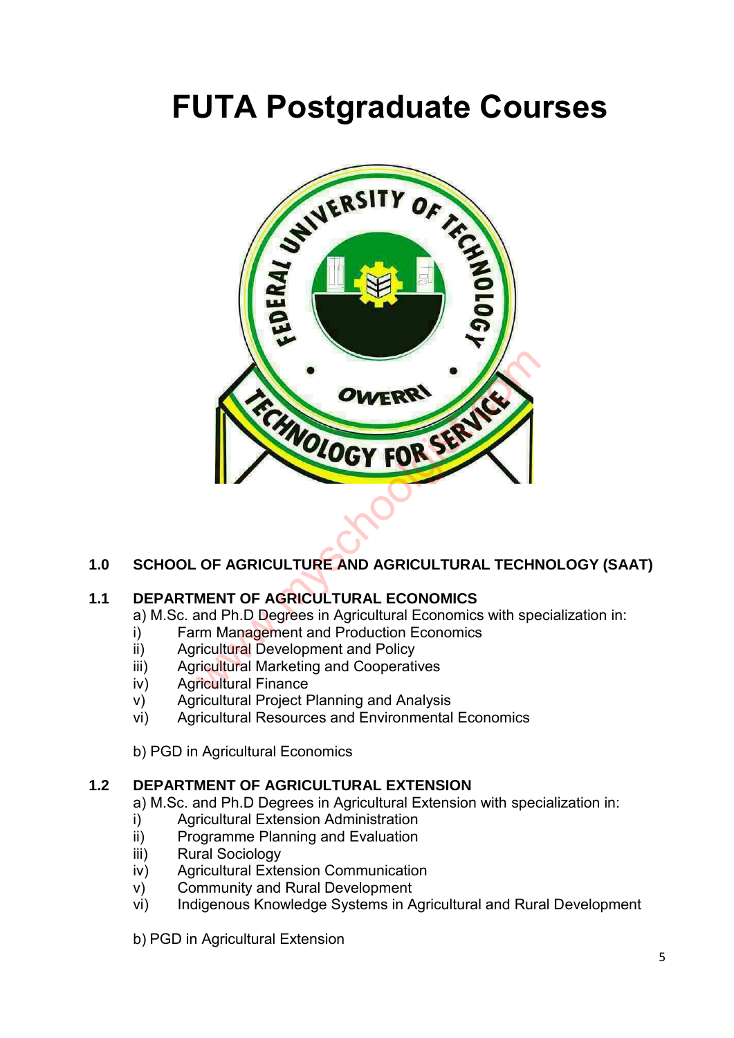# FUTA Postgraduate Courses

## 1.0 SCHOOL OF AGRICULTURE AND AGRICULTURAL TECHNOLOGY (SAAT)

### 1.1 DEPARTMENT OF AGRICULTURAL ECONOMICS

a) M.Sc. and Ph.D Degrees in Agricultural Economics with specialization in:

i) Farm Management and Production Economics
ii) Agricultural Development and Policy
iii) Agricultural Marketing and Cooperatives
iv) Agricultural Finance
v) Agricultural Project Planning and Analysis
vi) Agricultural Resources and Environmental Economics

b) PGD in Agricultural Economics

### 1.2 DEPARTMENT OF AGRICULTURAL EXTENSION

a) M.Sc. and Ph.D Degrees in Agricultural Extension with specialization in:

i) Agricultural Extension Administration
ii) Programme Planning and Evaluation
iii) Rural Sociology
iv) Agricultural Extension Communication
v) Community and Rural Development
vi) Indigenous Knowledge Systems in Agricultural and Rural Development

b) PGD in Agricultural Extension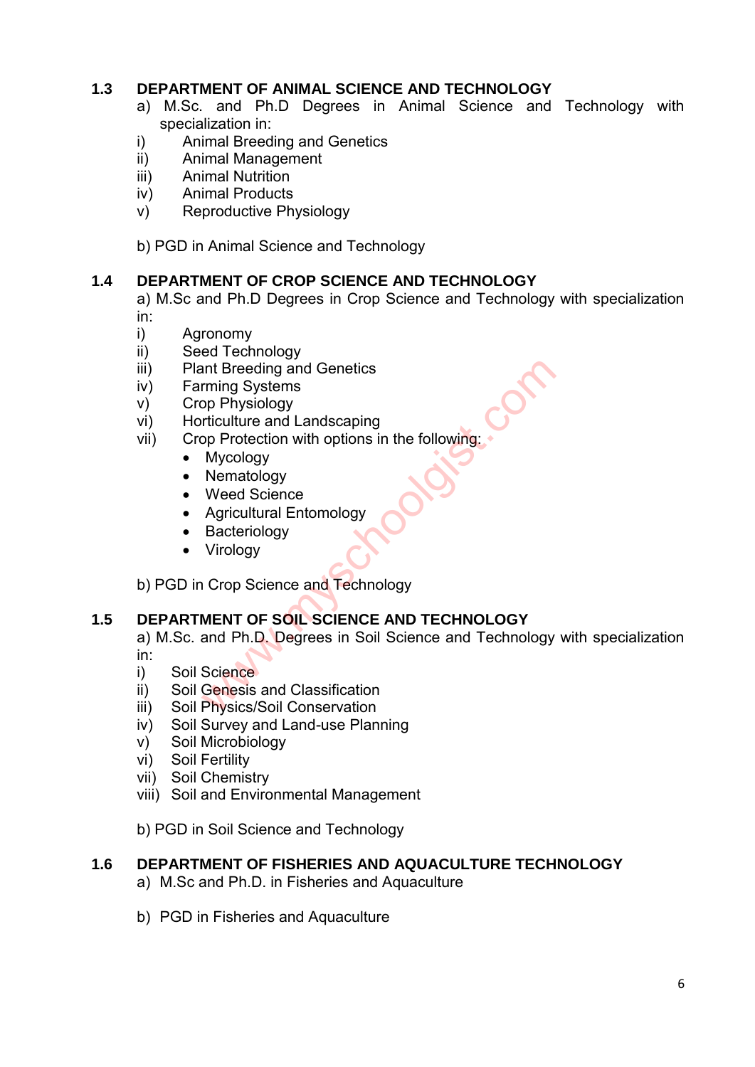## 1.3 DEPARTMENT OF ANIMAL SCIENCE AND TECHNOLOGY

a) M.Sc. and Ph.D Degrees in Animal Science and Technology with specialization in:

i) Animal Breeding and Genetics
ii) Animal Management
iii) Animal Nutrition
iv) Animal Products
v) Reproductive Physiology

b) PGD in Animal Science and Technology

## 1.4 DEPARTMENT OF CROP SCIENCE AND TECHNOLOGY

a) M.Sc and Ph.D Degrees in Crop Science and Technology with specialization in:

i) Agronomy
ii) Seed Technology
iii) Plant Breeding and Genetics
iv) Farming Systems
v) Crop Physiology
vi) Horticulture and Landscaping
vii) Crop Protection with options in the following:
- Mycology
- Nematology
- Weed Science
- Agricultural Entomology
- Bacteriology
- Virology

b) PGD in Crop Science and Technology

## 1.5 DEPARTMENT OF SOIL SCIENCE AND TECHNOLOGY

a) M.Sc. and Ph.D. Degrees in Soil Science and Technology with specialization in:

i) Soil Science
ii) Soil Genesis and Classification
iii) Soil Physics/Soil Conservation
iv) Soil Survey and Land-use Planning
v) Soil Microbiology
vi) Soil Fertility
vii) Soil Chemistry
viii) Soil and Environmental Management

b) PGD in Soil Science and Technology

## 1.6 DEPARTMENT OF FISHERIES AND AQUACULTURE TECHNOLOGY

a) M.Sc and Ph.D. in Fisheries and Aquaculture

b) PGD in Fisheries and Aquaculture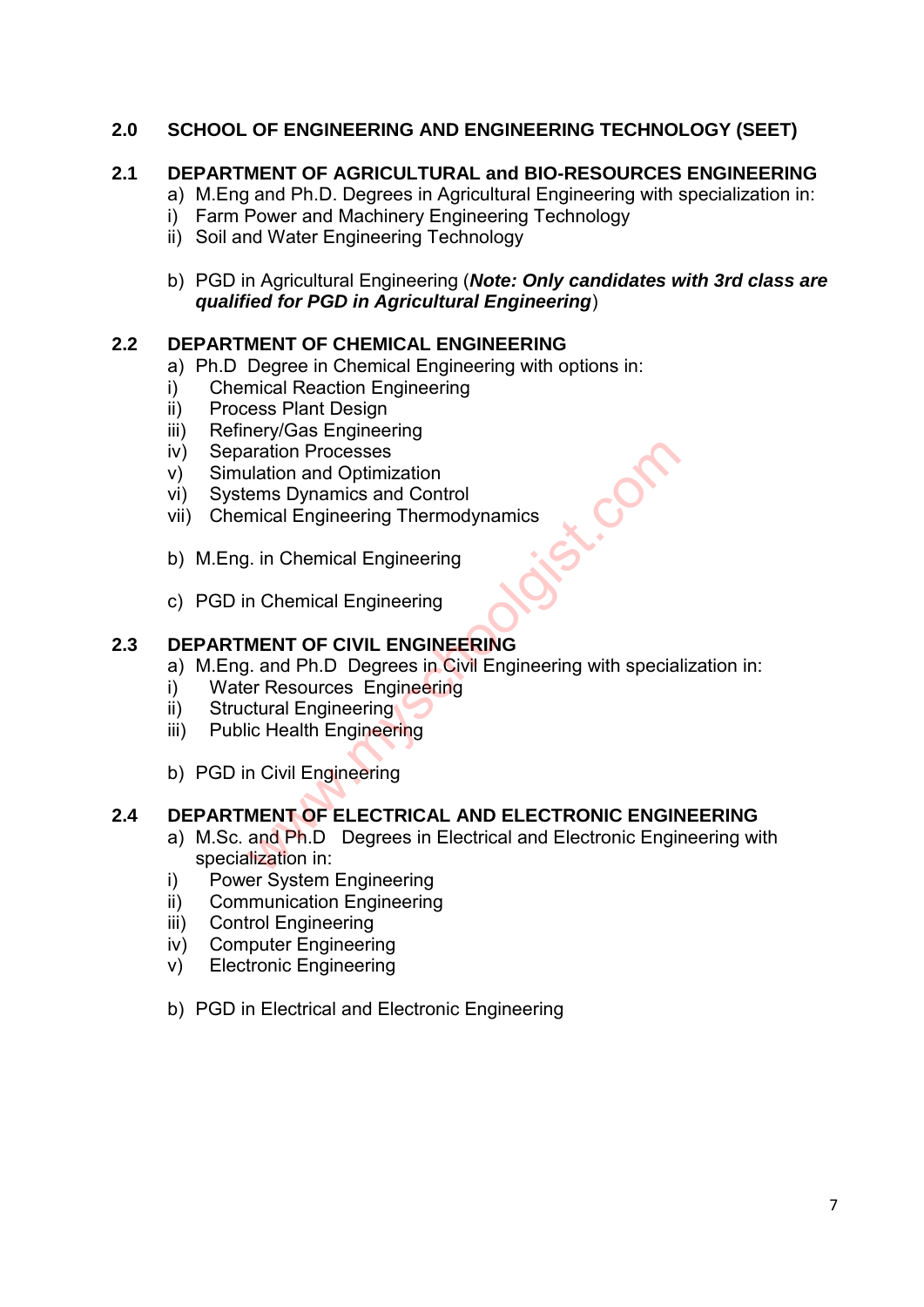## 2.0 SCHOOL OF ENGINEERING AND ENGINEERING TECHNOLOGY (SEET)

### 2.1 DEPARTMENT OF AGRICULTURAL and BIO-RESOURCES ENGINEERING

a) M.Eng and Ph.D. Degrees in Agricultural Engineering with specialization in:

i) Farm Power and Machinery Engineering Technology
ii) Soil and Water Engineering Technology

b) PGD in Agricultural Engineering (***Note: Only candidates with 3rd class are qualified for PGD in Agricultural Engineering***)

### 2.2 DEPARTMENT OF CHEMICAL ENGINEERING

a) Ph.D Degree in Chemical Engineering with options in:

i) Chemical Reaction Engineering
ii) Process Plant Design
iii) Refinery/Gas Engineering
iv) Separation Processes
v) Simulation and Optimization
vi) Systems Dynamics and Control
vii) Chemical Engineering Thermodynamics

b) M.Eng. in Chemical Engineering

c) PGD in Chemical Engineering

### 2.3 DEPARTMENT OF CIVIL ENGINEERING

a) M.Eng. and Ph.D Degrees in Civil Engineering with specialization in:

i) Water Resources Engineering
ii) Structural Engineering
iii) Public Health Engineering

b) PGD in Civil Engineering

### 2.4 DEPARTMENT OF ELECTRICAL AND ELECTRONIC ENGINEERING

a) M.Sc. and Ph.D Degrees in Electrical and Electronic Engineering with specialization in:

i) Power System Engineering
ii) Communication Engineering
iii) Control Engineering
iv) Computer Engineering
v) Electronic Engineering

b) PGD in Electrical and Electronic Engineering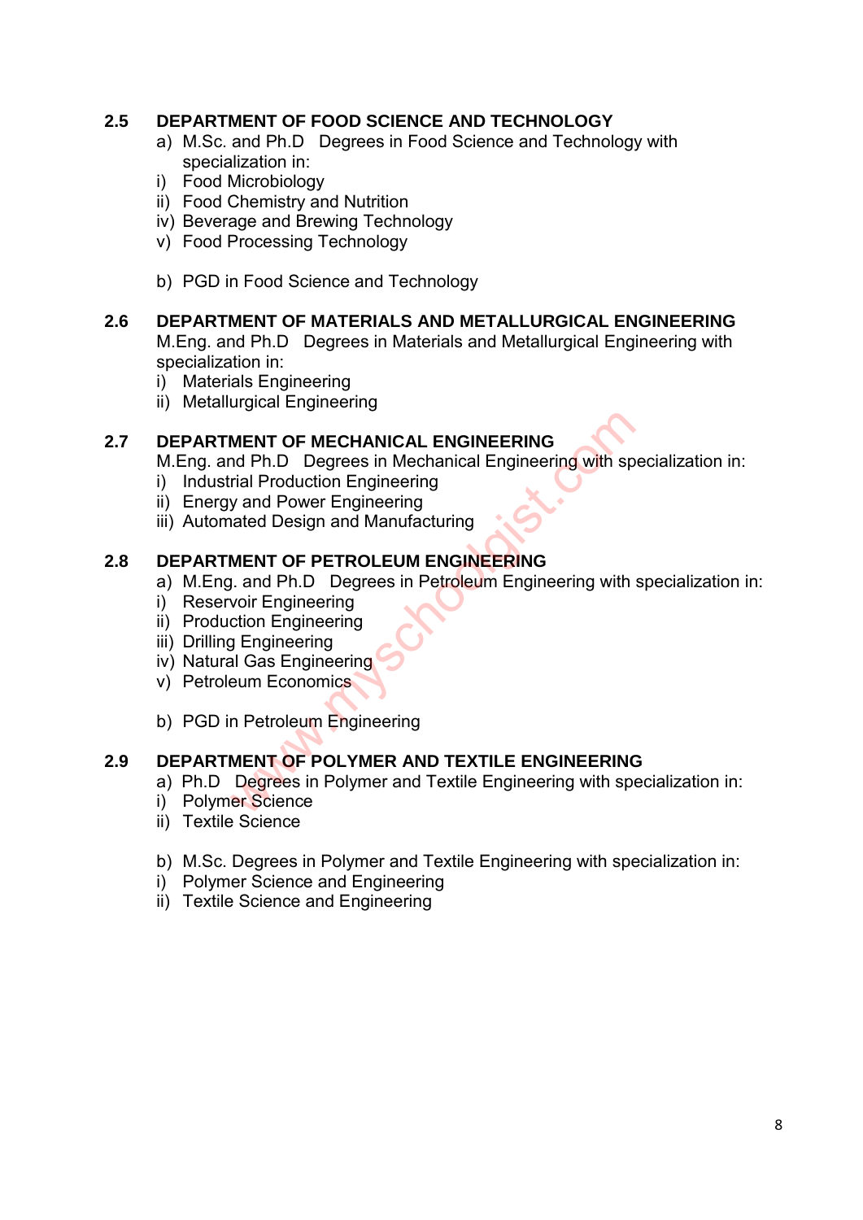## 2.5 DEPARTMENT OF FOOD SCIENCE AND TECHNOLOGY

a) M.Sc. and Ph.D Degrees in Food Science and Technology with specialization in:

i) Food Microbiology
ii) Food Chemistry and Nutrition
iv) Beverage and Brewing Technology
v) Food Processing Technology

b) PGD in Food Science and Technology

## 2.6 DEPARTMENT OF MATERIALS AND METALLURGICAL ENGINEERING

M.Eng. and Ph.D Degrees in Materials and Metallurgical Engineering with specialization in:

i) Materials Engineering
ii) Metallurgical Engineering

## 2.7 DEPARTMENT OF MECHANICAL ENGINEERING

M.Eng. and Ph.D Degrees in Mechanical Engineering with specialization in:

i) Industrial Production Engineering
ii) Energy and Power Engineering
iii) Automated Design and Manufacturing

## 2.8 DEPARTMENT OF PETROLEUM ENGINEERING

a) M.Eng. and Ph.D Degrees in Petroleum Engineering with specialization in:

i) Reservoir Engineering
ii) Production Engineering
iii) Drilling Engineering
iv) Natural Gas Engineering
v) Petroleum Economics

b) PGD in Petroleum Engineering

## 2.9 DEPARTMENT OF POLYMER AND TEXTILE ENGINEERING

a) Ph.D Degrees in Polymer and Textile Engineering with specialization in:

i) Polymer Science
ii) Textile Science

b) M.Sc. Degrees in Polymer and Textile Engineering with specialization in:

i) Polymer Science and Engineering
ii) Textile Science and Engineering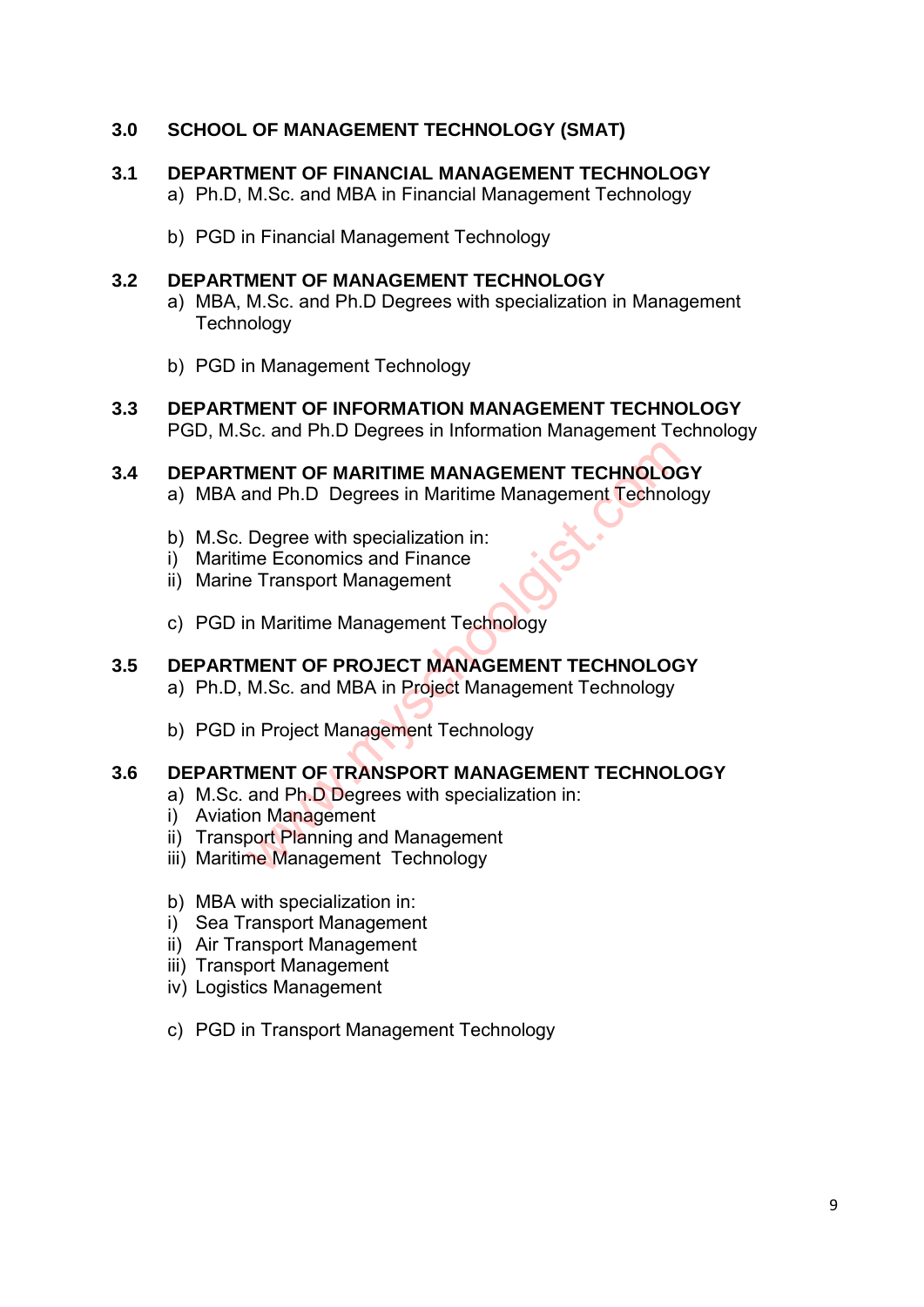## 3.0 SCHOOL OF MANAGEMENT TECHNOLOGY (SMAT)

### 3.1 DEPARTMENT OF FINANCIAL MANAGEMENT TECHNOLOGY

a) Ph.D, M.Sc. and MBA in Financial Management Technology

b) PGD in Financial Management Technology

### 3.2 DEPARTMENT OF MANAGEMENT TECHNOLOGY

a) MBA, M.Sc. and Ph.D Degrees with specialization in Management Technology

b) PGD in Management Technology

### 3.3 DEPARTMENT OF INFORMATION MANAGEMENT TECHNOLOGY

PGD, M.Sc. and Ph.D Degrees in Information Management Technology

### 3.4 DEPARTMENT OF MARITIME MANAGEMENT TECHNOLOGY

a) MBA and Ph.D Degrees in Maritime Management Technology

b) M.Sc. Degree with specialization in:
i) Maritime Economics and Finance
ii) Marine Transport Management

c) PGD in Maritime Management Technology

### 3.5 DEPARTMENT OF PROJECT MANAGEMENT TECHNOLOGY

a) Ph.D, M.Sc. and MBA in Project Management Technology

b) PGD in Project Management Technology

### 3.6 DEPARTMENT OF TRANSPORT MANAGEMENT TECHNOLOGY

a) M.Sc. and Ph.D Degrees with specialization in:
i) Aviation Management
ii) Transport Planning and Management
iii) Maritime Management Technology

b) MBA with specialization in:
i) Sea Transport Management
ii) Air Transport Management
iii) Transport Management
iv) Logistics Management

c) PGD in Transport Management Technology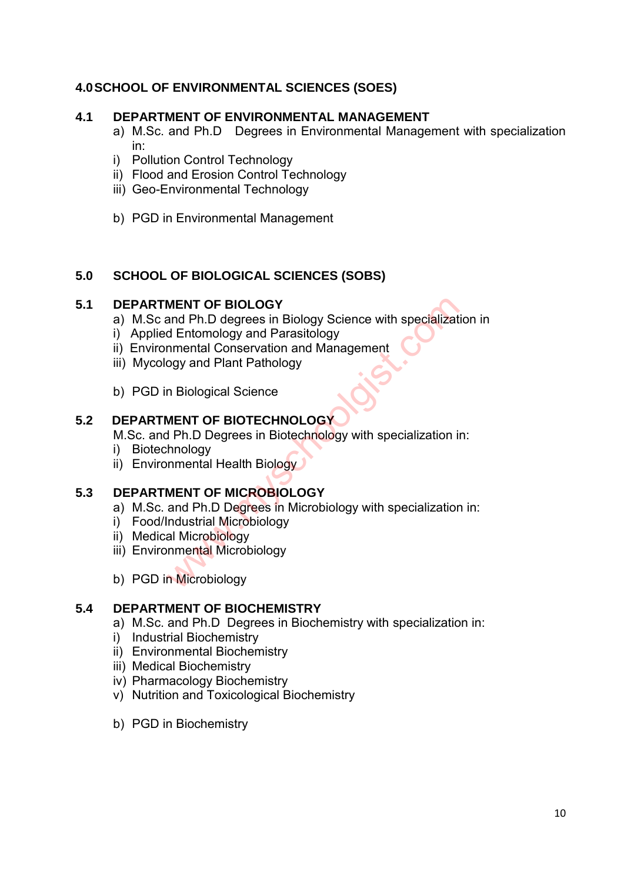## 4.0 SCHOOL OF ENVIRONMENTAL SCIENCES (SOES)

### 4.1 DEPARTMENT OF ENVIRONMENTAL MANAGEMENT

a) M.Sc. and Ph.D Degrees in Environmental Management with specialization in:

i) Pollution Control Technology
ii) Flood and Erosion Control Technology
iii) Geo-Environmental Technology

b) PGD in Environmental Management

## 5.0 SCHOOL OF BIOLOGICAL SCIENCES (SOBS)

### 5.1 DEPARTMENT OF BIOLOGY

a) M.Sc and Ph.D degrees in Biology Science with specialization in

i) Applied Entomology and Parasitology
ii) Environmental Conservation and Management
iii) Mycology and Plant Pathology

b) PGD in Biological Science

### 5.2 DEPARTMENT OF BIOTECHNOLOGY

M.Sc. and Ph.D Degrees in Biotechnology with specialization in:

i) Biotechnology
ii) Environmental Health Biology

### 5.3 DEPARTMENT OF MICROBIOLOGY

a) M.Sc. and Ph.D Degrees in Microbiology with specialization in:

i) Food/Industrial Microbiology
ii) Medical Microbiology
iii) Environmental Microbiology

b) PGD in Microbiology

### 5.4 DEPARTMENT OF BIOCHEMISTRY

a) M.Sc. and Ph.D Degrees in Biochemistry with specialization in:

i) Industrial Biochemistry
ii) Environmental Biochemistry
iii) Medical Biochemistry
iv) Pharmacology Biochemistry
v) Nutrition and Toxicological Biochemistry

b) PGD in Biochemistry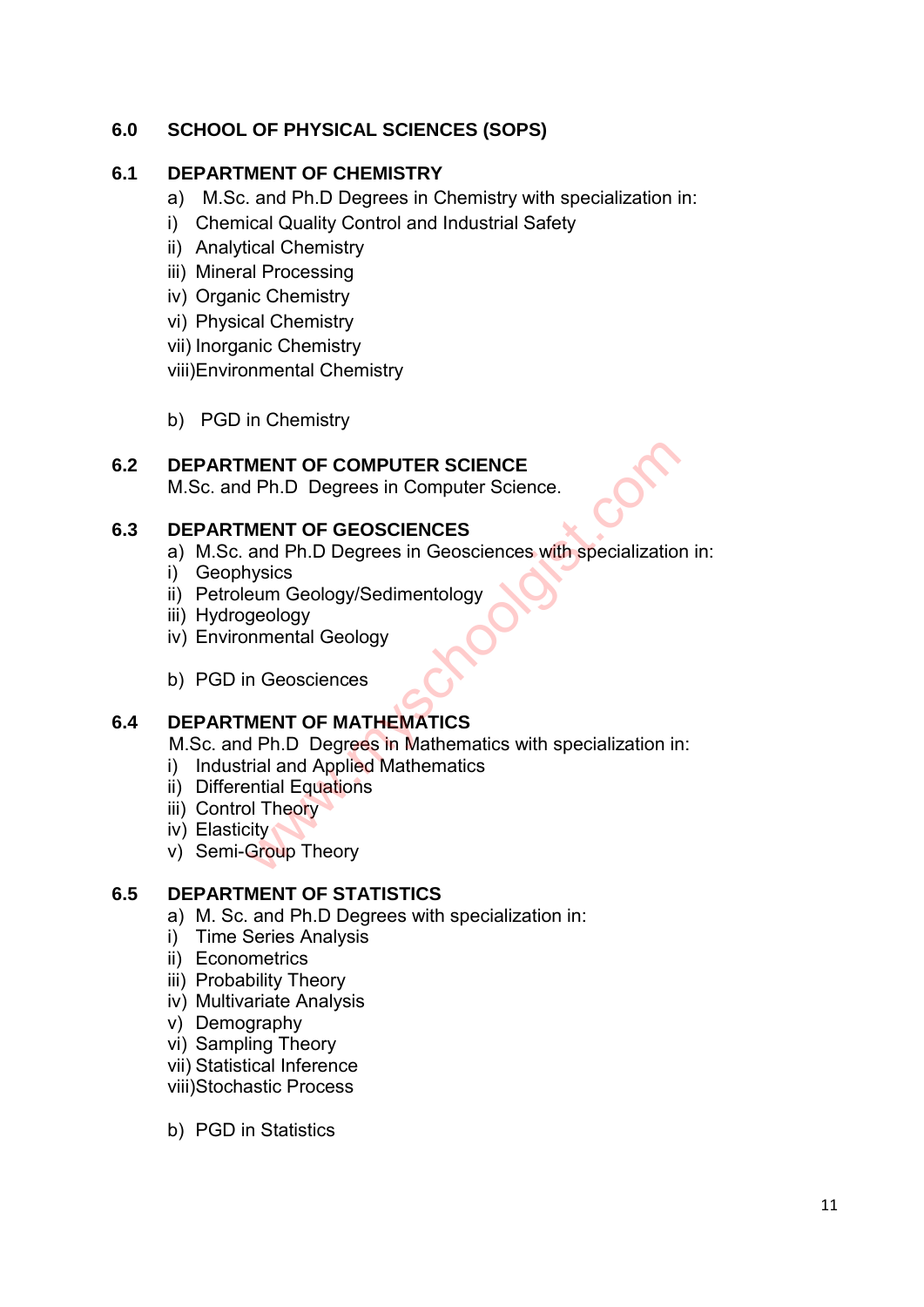## 6.0 SCHOOL OF PHYSICAL SCIENCES (SOPS)

### 6.1 DEPARTMENT OF CHEMISTRY

a) M.Sc. and Ph.D Degrees in Chemistry with specialization in:

i) Chemical Quality Control and Industrial Safety
ii) Analytical Chemistry
iii) Mineral Processing
iv) Organic Chemistry
vi) Physical Chemistry
vii) Inorganic Chemistry
viii)Environmental Chemistry

b) PGD in Chemistry

### 6.2 DEPARTMENT OF COMPUTER SCIENCE

M.Sc. and Ph.D Degrees in Computer Science.

### 6.3 DEPARTMENT OF GEOSCIENCES

a) M.Sc. and Ph.D Degrees in Geosciences with specialization in:

i) Geophysics
ii) Petroleum Geology/Sedimentology
iii) Hydrogeology
iv) Environmental Geology

b) PGD in Geosciences

### 6.4 DEPARTMENT OF MATHEMATICS

M.Sc. and Ph.D Degrees in Mathematics with specialization in:

i) Industrial and Applied Mathematics
ii) Differential Equations
iii) Control Theory
iv) Elasticity
v) Semi-Group Theory

### 6.5 DEPARTMENT OF STATISTICS

a) M. Sc. and Ph.D Degrees with specialization in:

i) Time Series Analysis
ii) Econometrics
iii) Probability Theory
iv) Multivariate Analysis
v) Demography
vi) Sampling Theory
vii) Statistical Inference
viii)Stochastic Process

b) PGD in Statistics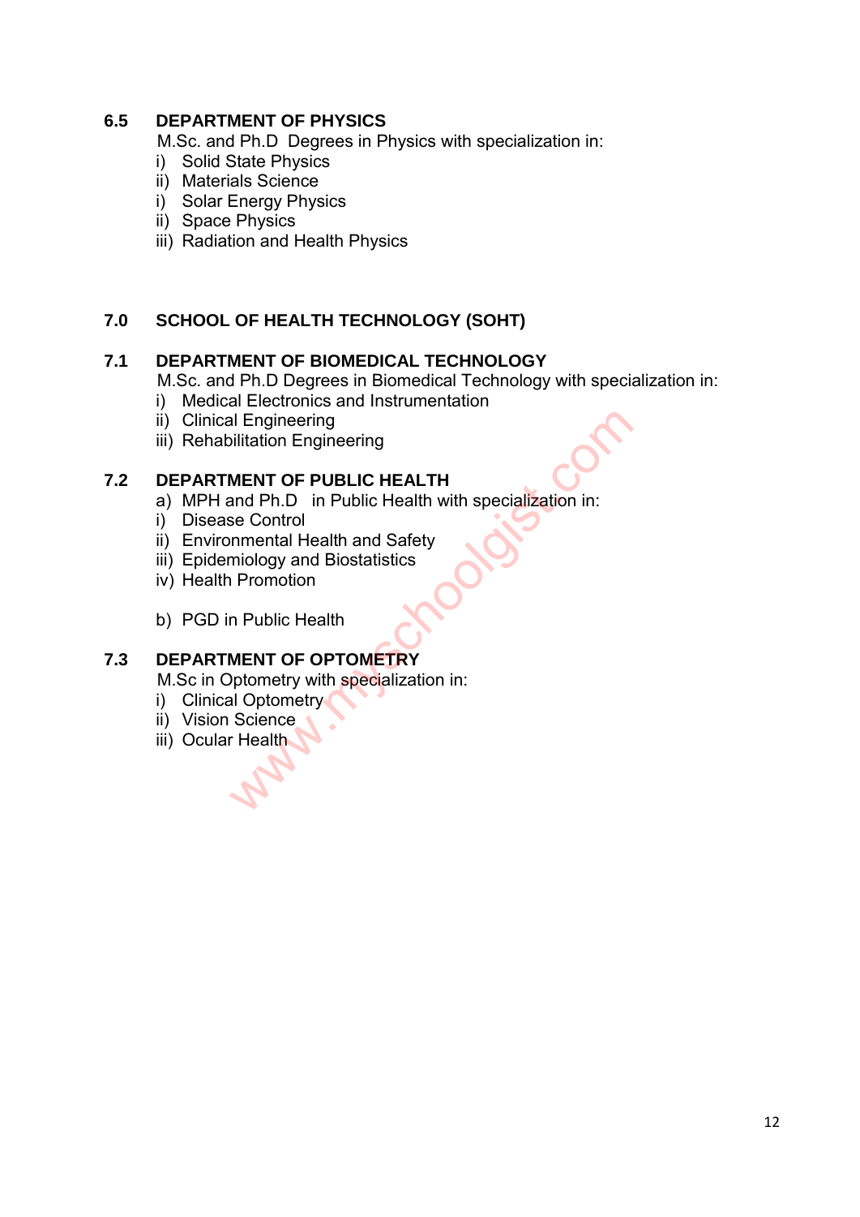### 6.5 DEPARTMENT OF PHYSICS

M.Sc. and Ph.D Degrees in Physics with specialization in:

i) Solid State Physics
ii) Materials Science
i) Solar Energy Physics
ii) Space Physics
iii) Radiation and Health Physics

## 7.0 SCHOOL OF HEALTH TECHNOLOGY (SOHT)

### 7.1 DEPARTMENT OF BIOMEDICAL TECHNOLOGY

M.Sc. and Ph.D Degrees in Biomedical Technology with specialization in:

i) Medical Electronics and Instrumentation
ii) Clinical Engineering
iii) Rehabilitation Engineering

### 7.2 DEPARTMENT OF PUBLIC HEALTH

a) MPH and Ph.D in Public Health with specialization in:

i) Disease Control
ii) Environmental Health and Safety
iii) Epidemiology and Biostatistics
iv) Health Promotion

b) PGD in Public Health

### 7.3 DEPARTMENT OF OPTOMETRY

M.Sc in Optometry with specialization in:

i) Clinical Optometry
ii) Vision Science
iii) Ocular Health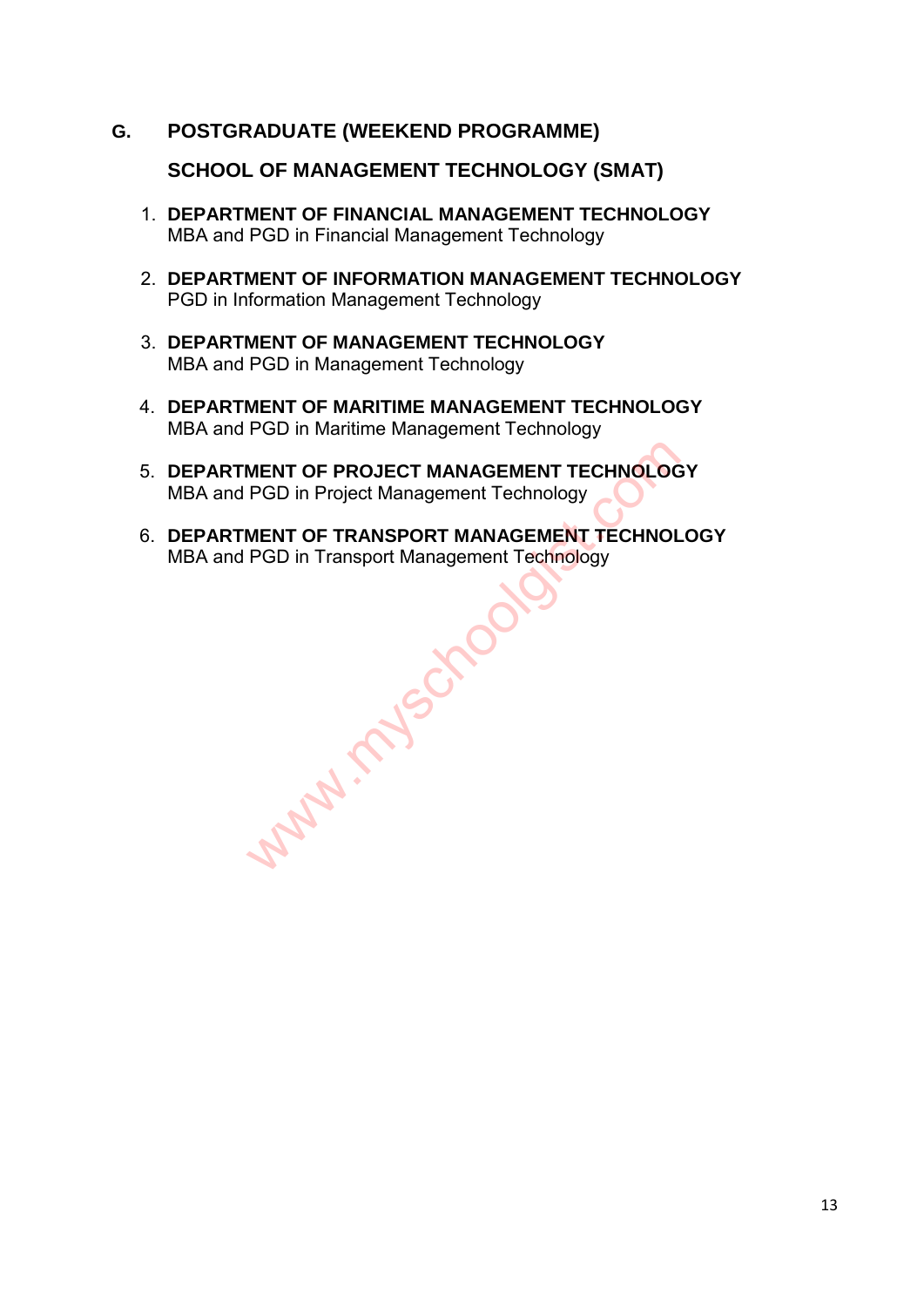## G. POSTGRADUATE (WEEKEND PROGRAMME)

### SCHOOL OF MANAGEMENT TECHNOLOGY (SMAT)

1. **DEPARTMENT OF FINANCIAL MANAGEMENT TECHNOLOGY**
   MBA and PGD in Financial Management Technology

2. **DEPARTMENT OF INFORMATION MANAGEMENT TECHNOLOGY**
   PGD in Information Management Technology

3. **DEPARTMENT OF MANAGEMENT TECHNOLOGY**
   MBA and PGD in Management Technology

4. **DEPARTMENT OF MARITIME MANAGEMENT TECHNOLOGY**
   MBA and PGD in Maritime Management Technology

5. **DEPARTMENT OF PROJECT MANAGEMENT TECHNOLOGY**
   MBA and PGD in Project Management Technology

6. **DEPARTMENT OF TRANSPORT MANAGEMENT TECHNOLOGY**
   MBA and PGD in Transport Management Technology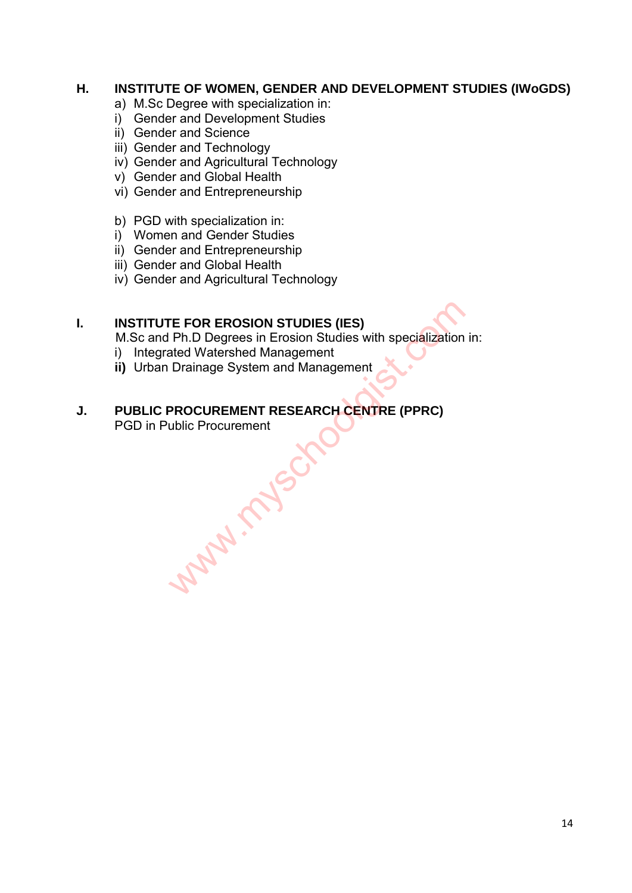**H. INSTITUTE OF WOMEN, GENDER AND DEVELOPMENT STUDIES (IWoGDS)**

a) M.Sc Degree with specialization in:
i) Gender and Development Studies
ii) Gender and Science
iii) Gender and Technology
iv) Gender and Agricultural Technology
v) Gender and Global Health
vi) Gender and Entrepreneurship

b) PGD with specialization in:
i) Women and Gender Studies
ii) Gender and Entrepreneurship
iii) Gender and Global Health
iv) Gender and Agricultural Technology

**I. INSTITUTE FOR EROSION STUDIES (IES)**

M.Sc and Ph.D Degrees in Erosion Studies with specialization in:
i) Integrated Watershed Management
**ii)** Urban Drainage System and Management

**J. PUBLIC PROCUREMENT RESEARCH CENTRE (PPRC)**

PGD in Public Procurement